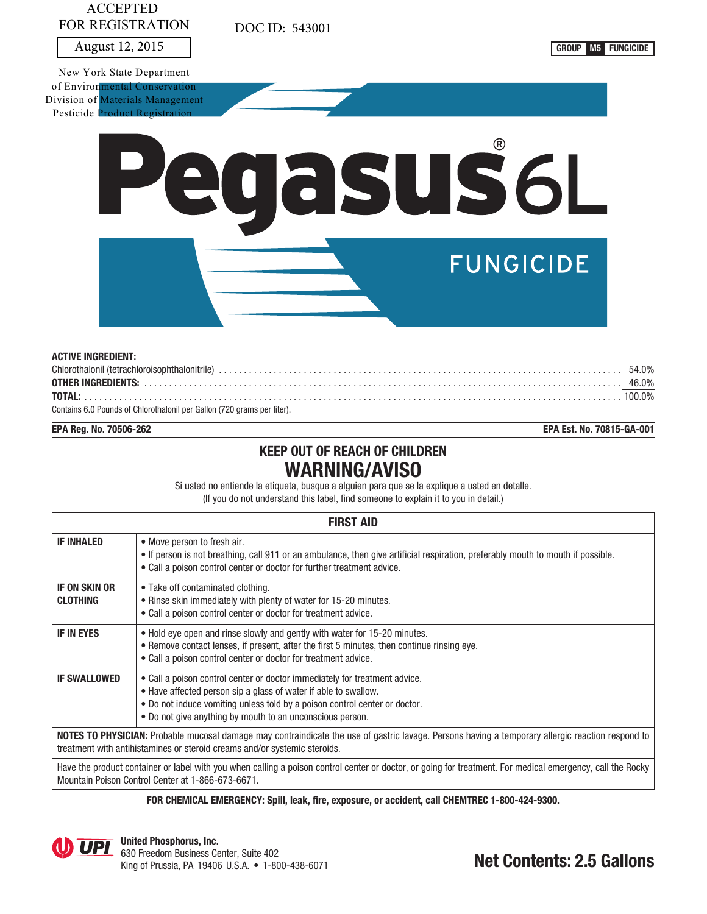ACCEPTED
FOR REGISTRATION

August 12, 2015

New York State Department
of Environmental Conservation
Division of Materials Management
Pesticide Product Registration

DOC ID: 543001

GROUP **M5** FUNGICIDE

# Pegasus® 6L

## FUNGICIDE

**ACTIVE INGREDIENT:**

| | |
|---|---|
| Chlorothalonil (tetrachloroisophthalonitrile) | 54.0% |
| **OTHER INGREDIENTS:** | 46.0% |
| **TOTAL:** | 100.0% |

Contains 6.0 Pounds of Chlorothalonil per Gallon (720 grams per liter).

**EPA Reg. No. 70506-262** **EPA Est. No. 70815-GA-001**

## KEEP OUT OF REACH OF CHILDREN

## WARNING/AVISO

Si usted no entiende la etiqueta, busque a alguien para que se la explique a usted en detalle.
(If you do not understand this label, find someone to explain it to you in detail.)

| FIRST AID | |
|---|---|
| **IF INHALED** | • Move person to fresh air.<br>• If person is not breathing, call 911 or an ambulance, then give artificial respiration, preferably mouth to mouth if possible.<br>• Call a poison control center or doctor for further treatment advice. |
| **IF ON SKIN OR CLOTHING** | • Take off contaminated clothing.<br>• Rinse skin immediately with plenty of water for 15-20 minutes.<br>• Call a poison control center or doctor for treatment advice. |
| **IF IN EYES** | • Hold eye open and rinse slowly and gently with water for 15-20 minutes.<br>• Remove contact lenses, if present, after the first 5 minutes, then continue rinsing eye.<br>• Call a poison control center or doctor for treatment advice. |
| **IF SWALLOWED** | • Call a poison control center or doctor immediately for treatment advice.<br>• Have affected person sip a glass of water if able to swallow.<br>• Do not induce vomiting unless told by a poison control center or doctor.<br>• Do not give anything by mouth to an unconscious person. |
| **NOTES TO PHYSICIAN:** Probable mucosal damage may contraindicate the use of gastric lavage. Persons having a temporary allergic reaction respond to treatment with antihistamines or steroid creams and/or systemic steroids. | |
| Have the product container or label with you when calling a poison control center or doctor, or going for treatment. For medical emergency, call the Rocky Mountain Poison Control Center at 1-866-673-6671. | |

**FOR CHEMICAL EMERGENCY: Spill, leak, fire, exposure, or accident, call CHEMTREC 1-800-424-9300.**

**United Phosphorus, Inc.**
630 Freedom Business Center, Suite 402
King of Prussia, PA 19406 U.S.A. • 1-800-438-6071

**Net Contents: 2.5 Gallons**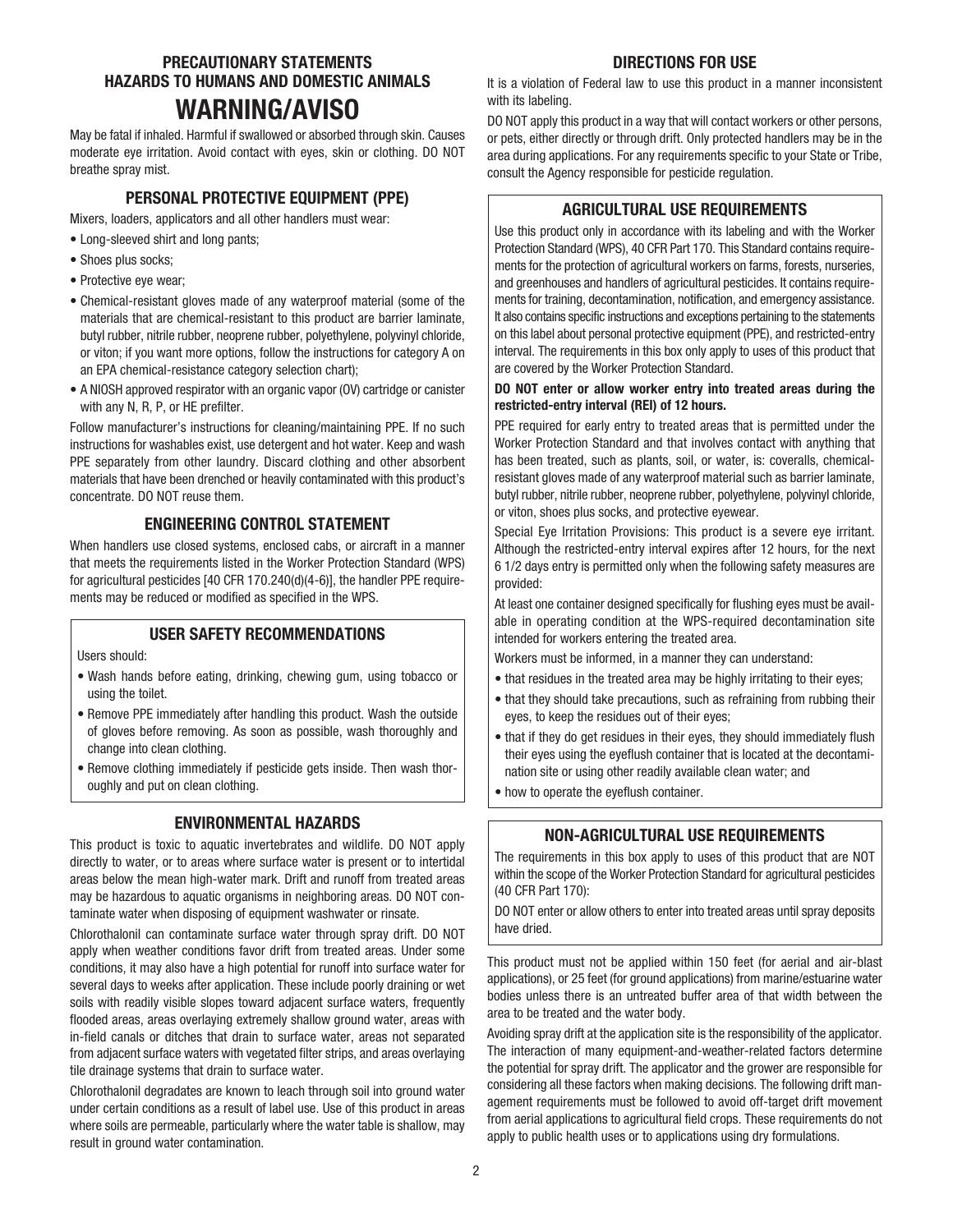## PRECAUTIONARY STATEMENTS
## HAZARDS TO HUMANS AND DOMESTIC ANIMALS

# WARNING/AVISO

May be fatal if inhaled. Harmful if swallowed or absorbed through skin. Causes moderate eye irritation. Avoid contact with eyes, skin or clothing. DO NOT breathe spray mist.

### PERSONAL PROTECTIVE EQUIPMENT (PPE)

Mixers, loaders, applicators and all other handlers must wear:

- Long-sleeved shirt and long pants;
- Shoes plus socks;
- Protective eye wear;
- Chemical-resistant gloves made of any waterproof material (some of the materials that are chemical-resistant to this product are barrier laminate, butyl rubber, nitrile rubber, neoprene rubber, polyethylene, polyvinyl chloride, or viton; if you want more options, follow the instructions for category A on an EPA chemical-resistance category selection chart);
- A NIOSH approved respirator with an organic vapor (OV) cartridge or canister with any N, R, P, or HE prefilter.

Follow manufacturer's instructions for cleaning/maintaining PPE. If no such instructions for washables exist, use detergent and hot water. Keep and wash PPE separately from other laundry. Discard clothing and other absorbent materials that have been drenched or heavily contaminated with this product's concentrate. DO NOT reuse them.

### ENGINEERING CONTROL STATEMENT

When handlers use closed systems, enclosed cabs, or aircraft in a manner that meets the requirements listed in the Worker Protection Standard (WPS) for agricultural pesticides [40 CFR 170.240(d)(4-6)], the handler PPE requirements may be reduced or modified as specified in the WPS.

### USER SAFETY RECOMMENDATIONS

Users should:

- Wash hands before eating, drinking, chewing gum, using tobacco or using the toilet.
- Remove PPE immediately after handling this product. Wash the outside of gloves before removing. As soon as possible, wash thoroughly and change into clean clothing.
- Remove clothing immediately if pesticide gets inside. Then wash thoroughly and put on clean clothing.

### ENVIRONMENTAL HAZARDS

This product is toxic to aquatic invertebrates and wildlife. DO NOT apply directly to water, or to areas where surface water is present or to intertidal areas below the mean high-water mark. Drift and runoff from treated areas may be hazardous to aquatic organisms in neighboring areas. DO NOT contaminate water when disposing of equipment washwater or rinsate.

Chlorothalonil can contaminate surface water through spray drift. DO NOT apply when weather conditions favor drift from treated areas. Under some conditions, it may also have a high potential for runoff into surface water for several days to weeks after application. These include poorly draining or wet soils with readily visible slopes toward adjacent surface waters, frequently flooded areas, areas overlaying extremely shallow ground water, areas with in-field canals or ditches that drain to surface water, areas not separated from adjacent surface waters with vegetated filter strips, and areas overlaying tile drainage systems that drain to surface water.

Chlorothalonil degradates are known to leach through soil into ground water under certain conditions as a result of label use. Use of this product in areas where soils are permeable, particularly where the water table is shallow, may result in ground water contamination.

## DIRECTIONS FOR USE

It is a violation of Federal law to use this product in a manner inconsistent with its labeling.

DO NOT apply this product in a way that will contact workers or other persons, or pets, either directly or through drift. Only protected handlers may be in the area during applications. For any requirements specific to your State or Tribe, consult the Agency responsible for pesticide regulation.

### AGRICULTURAL USE REQUIREMENTS

Use this product only in accordance with its labeling and with the Worker Protection Standard (WPS), 40 CFR Part 170. This Standard contains requirements for the protection of agricultural workers on farms, forests, nurseries, and greenhouses and handlers of agricultural pesticides. It contains requirements for training, decontamination, notification, and emergency assistance. It also contains specific instructions and exceptions pertaining to the statements on this label about personal protective equipment (PPE), and restricted-entry interval. The requirements in this box only apply to uses of this product that are covered by the Worker Protection Standard.

**DO NOT enter or allow worker entry into treated areas during the restricted-entry interval (REI) of 12 hours.**

PPE required for early entry to treated areas that is permitted under the Worker Protection Standard and that involves contact with anything that has been treated, such as plants, soil, or water, is: coveralls, chemical-resistant gloves made of any waterproof material such as barrier laminate, butyl rubber, nitrile rubber, neoprene rubber, polyethylene, polyvinyl chloride, or viton, shoes plus socks, and protective eyewear.

Special Eye Irritation Provisions: This product is a severe eye irritant. Although the restricted-entry interval expires after 12 hours, for the next 6 1/2 days entry is permitted only when the following safety measures are provided:

At least one container designed specifically for flushing eyes must be available in operating condition at the WPS-required decontamination site intended for workers entering the treated area.

Workers must be informed, in a manner they can understand:

- that residues in the treated area may be highly irritating to their eyes;
- that they should take precautions, such as refraining from rubbing their eyes, to keep the residues out of their eyes;
- that if they do get residues in their eyes, they should immediately flush their eyes using the eyeflush container that is located at the decontamination site or using other readily available clean water; and
- how to operate the eyeflush container.

### NON-AGRICULTURAL USE REQUIREMENTS

The requirements in this box apply to uses of this product that are NOT within the scope of the Worker Protection Standard for agricultural pesticides (40 CFR Part 170):

DO NOT enter or allow others to enter into treated areas until spray deposits have dried.

This product must not be applied within 150 feet (for aerial and air-blast applications), or 25 feet (for ground applications) from marine/estuarine water bodies unless there is an untreated buffer area of that width between the area to be treated and the water body.

Avoiding spray drift at the application site is the responsibility of the applicator. The interaction of many equipment-and-weather-related factors determine the potential for spray drift. The applicator and the grower are responsible for considering all these factors when making decisions. The following drift management requirements must be followed to avoid off-target drift movement from aerial applications to agricultural field crops. These requirements do not apply to public health uses or to applications using dry formulations.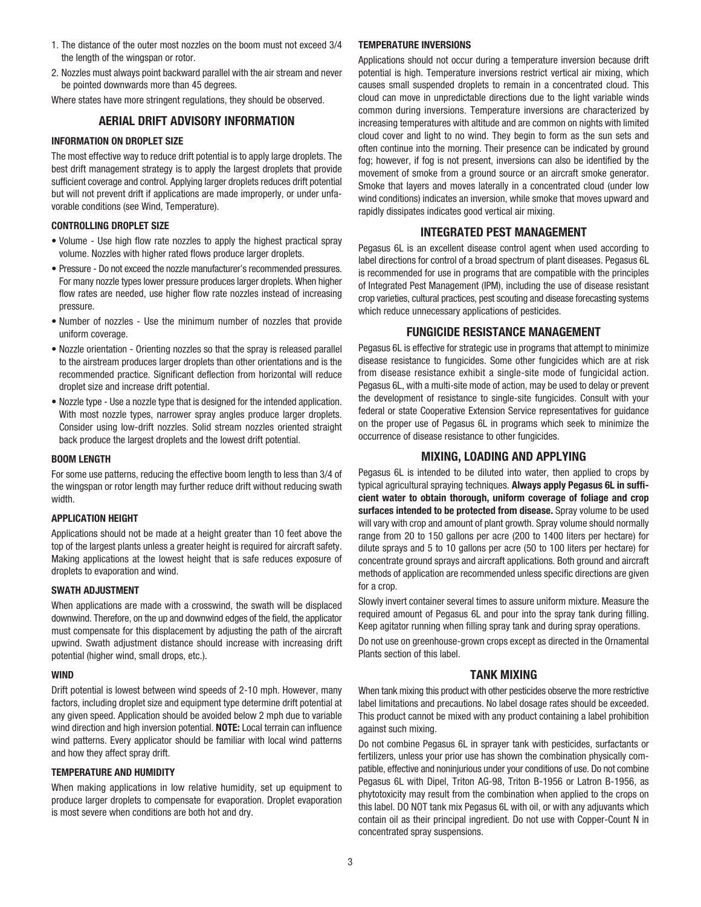1. The distance of the outer most nozzles on the boom must not exceed 3/4 the length of the wingspan or rotor.
2. Nozzles must always point backward parallel with the air stream and never be pointed downwards more than 45 degrees.

Where states have more stringent regulations, they should be observed.

## AERIAL DRIFT ADVISORY INFORMATION

### INFORMATION ON DROPLET SIZE

The most effective way to reduce drift potential is to apply large droplets. The best drift management strategy is to apply the largest droplets that provide sufficient coverage and control. Applying larger droplets reduces drift potential but will not prevent drift if applications are made improperly, or under unfavorable conditions (see Wind, Temperature).

### CONTROLLING DROPLET SIZE

- Volume - Use high flow rate nozzles to apply the highest practical spray volume. Nozzles with higher rated flows produce larger droplets.
- Pressure - Do not exceed the nozzle manufacturer's recommended pressures. For many nozzle types lower pressure produces larger droplets. When higher flow rates are needed, use higher flow rate nozzles instead of increasing pressure.
- Number of nozzles - Use the minimum number of nozzles that provide uniform coverage.
- Nozzle orientation - Orienting nozzles so that the spray is released parallel to the airstream produces larger droplets than other orientations and is the recommended practice. Significant deflection from horizontal will reduce droplet size and increase drift potential.
- Nozzle type - Use a nozzle type that is designed for the intended application. With most nozzle types, narrower spray angles produce larger droplets. Consider using low-drift nozzles. Solid stream nozzles oriented straight back produce the largest droplets and the lowest drift potential.

### BOOM LENGTH

For some use patterns, reducing the effective boom length to less than 3/4 of the wingspan or rotor length may further reduce drift without reducing swath width.

### APPLICATION HEIGHT

Applications should not be made at a height greater than 10 feet above the top of the largest plants unless a greater height is required for aircraft safety. Making applications at the lowest height that is safe reduces exposure of droplets to evaporation and wind.

### SWATH ADJUSTMENT

When applications are made with a crosswind, the swath will be displaced downwind. Therefore, on the up and downwind edges of the field, the applicator must compensate for this displacement by adjusting the path of the aircraft upwind. Swath adjustment distance should increase with increasing drift potential (higher wind, small drops, etc.).

### WIND

Drift potential is lowest between wind speeds of 2-10 mph. However, many factors, including droplet size and equipment type determine drift potential at any given speed. Application should be avoided below 2 mph due to variable wind direction and high inversion potential. **NOTE:** Local terrain can influence wind patterns. Every applicator should be familiar with local wind patterns and how they affect spray drift.

### TEMPERATURE AND HUMIDITY

When making applications in low relative humidity, set up equipment to produce larger droplets to compensate for evaporation. Droplet evaporation is most severe when conditions are both hot and dry.

### TEMPERATURE INVERSIONS

Applications should not occur during a temperature inversion because drift potential is high. Temperature inversions restrict vertical air mixing, which causes small suspended droplets to remain in a concentrated cloud. This cloud can move in unpredictable directions due to the light variable winds common during inversions. Temperature inversions are characterized by increasing temperatures with altitude and are common on nights with limited cloud cover and light to no wind. They begin to form as the sun sets and often continue into the morning. Their presence can be indicated by ground fog; however, if fog is not present, inversions can also be identified by the movement of smoke from a ground source or an aircraft smoke generator. Smoke that layers and moves laterally in a concentrated cloud (under low wind conditions) indicates an inversion, while smoke that moves upward and rapidly dissipates indicates good vertical air mixing.

## INTEGRATED PEST MANAGEMENT

Pegasus 6L is an excellent disease control agent when used according to label directions for control of a broad spectrum of plant diseases. Pegasus 6L is recommended for use in programs that are compatible with the principles of Integrated Pest Management (IPM), including the use of disease resistant crop varieties, cultural practices, pest scouting and disease forecasting systems which reduce unnecessary applications of pesticides.

## FUNGICIDE RESISTANCE MANAGEMENT

Pegasus 6L is effective for strategic use in programs that attempt to minimize disease resistance to fungicides. Some other fungicides which are at risk from disease resistance exhibit a single-site mode of fungicidal action. Pegasus 6L, with a multi-site mode of action, may be used to delay or prevent the development of resistance to single-site fungicides. Consult with your federal or state Cooperative Extension Service representatives for guidance on the proper use of Pegasus 6L in programs which seek to minimize the occurrence of disease resistance to other fungicides.

## MIXING, LOADING AND APPLYING

Pegasus 6L is intended to be diluted into water, then applied to crops by typical agricultural spraying techniques. **Always apply Pegasus 6L in sufficient water to obtain thorough, uniform coverage of foliage and crop surfaces intended to be protected from disease.** Spray volume to be used will vary with crop and amount of plant growth. Spray volume should normally range from 20 to 150 gallons per acre (200 to 1400 liters per hectare) for dilute sprays and 5 to 10 gallons per acre (50 to 100 liters per hectare) for concentrate ground sprays and aircraft applications. Both ground and aircraft methods of application are recommended unless specific directions are given for a crop.

Slowly invert container several times to assure uniform mixture. Measure the required amount of Pegasus 6L and pour into the spray tank during filling. Keep agitator running when filling spray tank and during spray operations.

Do not use on greenhouse-grown crops except as directed in the Ornamental Plants section of this label.

## TANK MIXING

When tank mixing this product with other pesticides observe the more restrictive label limitations and precautions. No label dosage rates should be exceeded. This product cannot be mixed with any product containing a label prohibition against such mixing.

Do not combine Pegasus 6L in sprayer tank with pesticides, surfactants or fertilizers, unless your prior use has shown the combination physically compatible, effective and noninjurious under your conditions of use. Do not combine Pegasus 6L with Dipel, Triton AG-98, Triton B-1956 or Latron B-1956, as phytotoxicity may result from the combination when applied to the crops on this label. DO NOT tank mix Pegasus 6L with oil, or with any adjuvants which contain oil as their principal ingredient. Do not use with Copper-Count N in concentrated spray suspensions.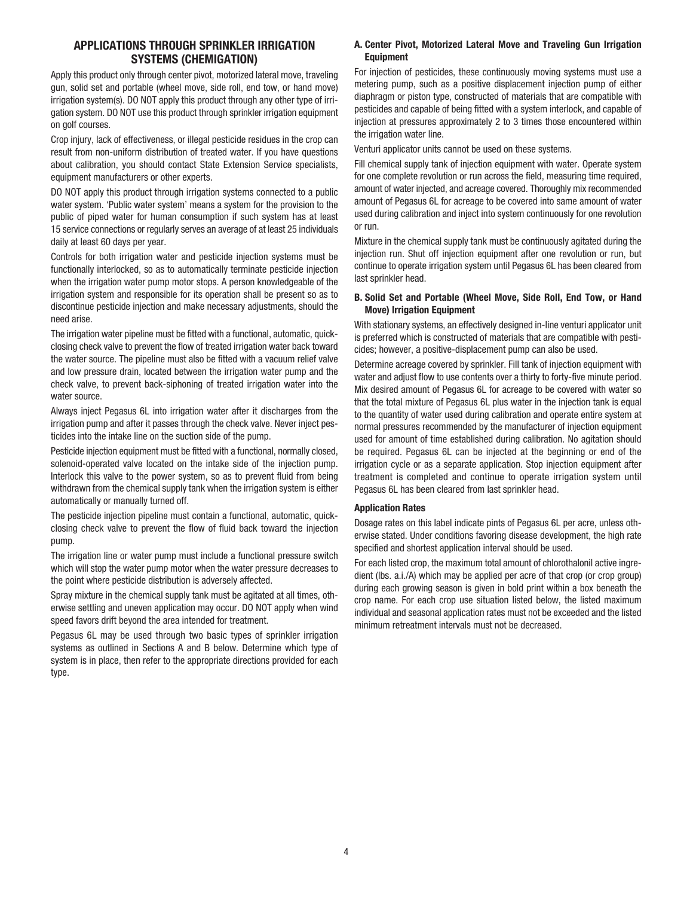## APPLICATIONS THROUGH SPRINKLER IRRIGATION SYSTEMS (CHEMIGATION)

Apply this product only through center pivot, motorized lateral move, traveling gun, solid set and portable (wheel move, side roll, end tow, or hand move) irrigation system(s). DO NOT apply this product through any other type of irrigation system. DO NOT use this product through sprinkler irrigation equipment on golf courses.

Crop injury, lack of effectiveness, or illegal pesticide residues in the crop can result from non-uniform distribution of treated water. If you have questions about calibration, you should contact State Extension Service specialists, equipment manufacturers or other experts.

DO NOT apply this product through irrigation systems connected to a public water system. 'Public water system' means a system for the provision to the public of piped water for human consumption if such system has at least 15 service connections or regularly serves an average of at least 25 individuals daily at least 60 days per year.

Controls for both irrigation water and pesticide injection systems must be functionally interlocked, so as to automatically terminate pesticide injection when the irrigation water pump motor stops. A person knowledgeable of the irrigation system and responsible for its operation shall be present so as to discontinue pesticide injection and make necessary adjustments, should the need arise.

The irrigation water pipeline must be fitted with a functional, automatic, quick-closing check valve to prevent the flow of treated irrigation water back toward the water source. The pipeline must also be fitted with a vacuum relief valve and low pressure drain, located between the irrigation water pump and the check valve, to prevent back-siphoning of treated irrigation water into the water source.

Always inject Pegasus 6L into irrigation water after it discharges from the irrigation pump and after it passes through the check valve. Never inject pesticides into the intake line on the suction side of the pump.

Pesticide injection equipment must be fitted with a functional, normally closed, solenoid-operated valve located on the intake side of the injection pump. Interlock this valve to the power system, so as to prevent fluid from being withdrawn from the chemical supply tank when the irrigation system is either automatically or manually turned off.

The pesticide injection pipeline must contain a functional, automatic, quick-closing check valve to prevent the flow of fluid back toward the injection pump.

The irrigation line or water pump must include a functional pressure switch which will stop the water pump motor when the water pressure decreases to the point where pesticide distribution is adversely affected.

Spray mixture in the chemical supply tank must be agitated at all times, otherwise settling and uneven application may occur. DO NOT apply when wind speed favors drift beyond the area intended for treatment.

Pegasus 6L may be used through two basic types of sprinkler irrigation systems as outlined in Sections A and B below. Determine which type of system is in place, then refer to the appropriate directions provided for each type.

### A. Center Pivot, Motorized Lateral Move and Traveling Gun Irrigation Equipment

For injection of pesticides, these continuously moving systems must use a metering pump, such as a positive displacement injection pump of either diaphragm or piston type, constructed of materials that are compatible with pesticides and capable of being fitted with a system interlock, and capable of injection at pressures approximately 2 to 3 times those encountered within the irrigation water line.

Venturi applicator units cannot be used on these systems.

Fill chemical supply tank of injection equipment with water. Operate system for one complete revolution or run across the field, measuring time required, amount of water injected, and acreage covered. Thoroughly mix recommended amount of Pegasus 6L for acreage to be covered into same amount of water used during calibration and inject into system continuously for one revolution or run.

Mixture in the chemical supply tank must be continuously agitated during the injection run. Shut off injection equipment after one revolution or run, but continue to operate irrigation system until Pegasus 6L has been cleared from last sprinkler head.

### B. Solid Set and Portable (Wheel Move, Side Roll, End Tow, or Hand Move) Irrigation Equipment

With stationary systems, an effectively designed in-line venturi applicator unit is preferred which is constructed of materials that are compatible with pesticides; however, a positive-displacement pump can also be used.

Determine acreage covered by sprinkler. Fill tank of injection equipment with water and adjust flow to use contents over a thirty to forty-five minute period. Mix desired amount of Pegasus 6L for acreage to be covered with water so that the total mixture of Pegasus 6L plus water in the injection tank is equal to the quantity of water used during calibration and operate entire system at normal pressures recommended by the manufacturer of injection equipment used for amount of time established during calibration. No agitation should be required. Pegasus 6L can be injected at the beginning or end of the irrigation cycle or as a separate application. Stop injection equipment after treatment is completed and continue to operate irrigation system until Pegasus 6L has been cleared from last sprinkler head.

### Application Rates

Dosage rates on this label indicate pints of Pegasus 6L per acre, unless otherwise stated. Under conditions favoring disease development, the high rate specified and shortest application interval should be used.

For each listed crop, the maximum total amount of chlorothalonil active ingredient (lbs. a.i./A) which may be applied per acre of that crop (or crop group) during each growing season is given in bold print within a box beneath the crop name. For each crop use situation listed below, the listed maximum individual and seasonal application rates must not be exceeded and the listed minimum retreatment intervals must not be decreased.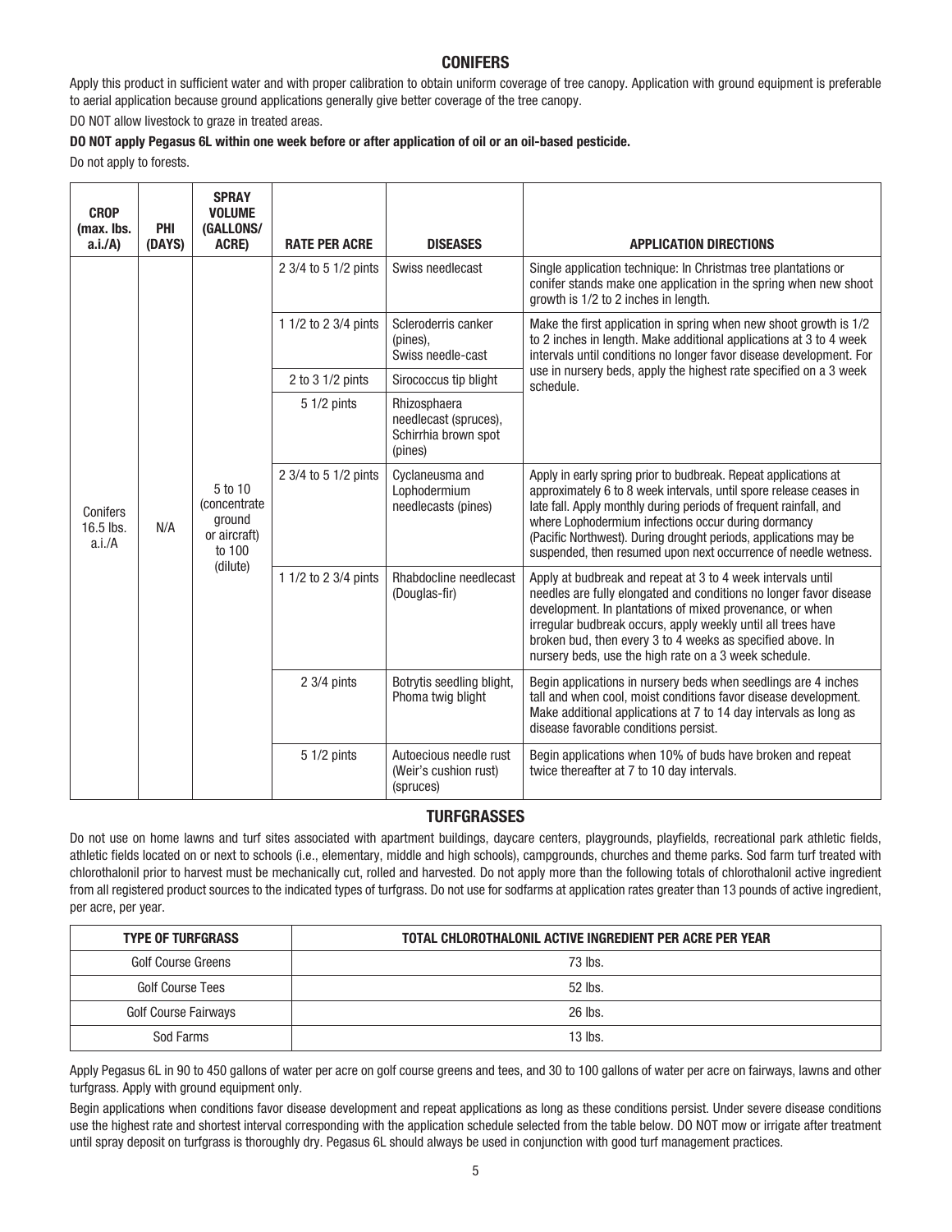## CONIFERS

Apply this product in sufficient water and with proper calibration to obtain uniform coverage of tree canopy. Application with ground equipment is preferable to aerial application because ground applications generally give better coverage of the tree canopy.

DO NOT allow livestock to graze in treated areas.

**DO NOT apply Pegasus 6L within one week before or after application of oil or an oil-based pesticide.**

Do not apply to forests.

| CROP (max. lbs. a.i./A) | PHI (DAYS) | SPRAY VOLUME (GALLONS/ ACRE) | RATE PER ACRE | DISEASES | APPLICATION DIRECTIONS |
|---|---|---|---|---|---|
| Conifers 16.5 lbs. a.i./A | N/A | 5 to 10 (concentrate ground or aircraft) to 100 (dilute) | 2 3/4 to 5 1/2 pints | Swiss needlecast | Single application technique: In Christmas tree plantations or conifer stands make one application in the spring when new shoot growth is 1/2 to 2 inches in length. |
| | | | 1 1/2 to 2 3/4 pints | Scleroderris canker (pines), Swiss needle-cast | Make the first application in spring when new shoot growth is 1/2 to 2 inches in length. Make additional applications at 3 to 4 week intervals until conditions no longer favor disease development. For use in nursery beds, apply the highest rate specified on a 3 week schedule. |
| | | | 2 to 3 1/2 pints | Sirococcus tip blight | |
| | | | 5 1/2 pints | Rhizosphaera needlecast (spruces), Schirrhia brown spot (pines) | |
| | | | 2 3/4 to 5 1/2 pints | Cyclaneusma and Lophodermium needlecasts (pines) | Apply in early spring prior to budbreak. Repeat applications at approximately 6 to 8 week intervals, until spore release ceases in late fall. Apply monthly during periods of frequent rainfall, and where Lophodermium infections occur during dormancy (Pacific Northwest). During drought periods, applications may be suspended, then resumed upon next occurrence of needle wetness. |
| | | | 1 1/2 to 2 3/4 pints | Rhabdocline needlecast (Douglas-fir) | Apply at budbreak and repeat at 3 to 4 week intervals until needles are fully elongated and conditions no longer favor disease development. In plantations of mixed provenance, or when irregular budbreak occurs, apply weekly until all trees have broken bud, then every 3 to 4 weeks as specified above. In nursery beds, use the high rate on a 3 week schedule. |
| | | | 2 3/4 pints | Botrytis seedling blight, Phoma twig blight | Begin applications in nursery beds when seedlings are 4 inches tall and when cool, moist conditions favor disease development. Make additional applications at 7 to 14 day intervals as long as disease favorable conditions persist. |
| | | | 5 1/2 pints | Autoecious needle rust (Weir's cushion rust) (spruces) | Begin applications when 10% of buds have broken and repeat twice thereafter at 7 to 10 day intervals. |

## TURFGRASSES

Do not use on home lawns and turf sites associated with apartment buildings, daycare centers, playgrounds, playfields, recreational park athletic fields, athletic fields located on or next to schools (i.e., elementary, middle and high schools), campgrounds, churches and theme parks. Sod farm turf treated with chlorothalonil prior to harvest must be mechanically cut, rolled and harvested. Do not apply more than the following totals of chlorothalonil active ingredient from all registered product sources to the indicated types of turfgrass. Do not use for sodfarms at application rates greater than 13 pounds of active ingredient, per acre, per year.

| TYPE OF TURFGRASS | TOTAL CHLOROTHALONIL ACTIVE INGREDIENT PER ACRE PER YEAR |
|---|---|
| Golf Course Greens | 73 lbs. |
| Golf Course Tees | 52 lbs. |
| Golf Course Fairways | 26 lbs. |
| Sod Farms | 13 lbs. |

Apply Pegasus 6L in 90 to 450 gallons of water per acre on golf course greens and tees, and 30 to 100 gallons of water per acre on fairways, lawns and other turfgrass. Apply with ground equipment only.

Begin applications when conditions favor disease development and repeat applications as long as these conditions persist. Under severe disease conditions use the highest rate and shortest interval corresponding with the application schedule selected from the table below. DO NOT mow or irrigate after treatment until spray deposit on turfgrass is thoroughly dry. Pegasus 6L should always be used in conjunction with good turf management practices.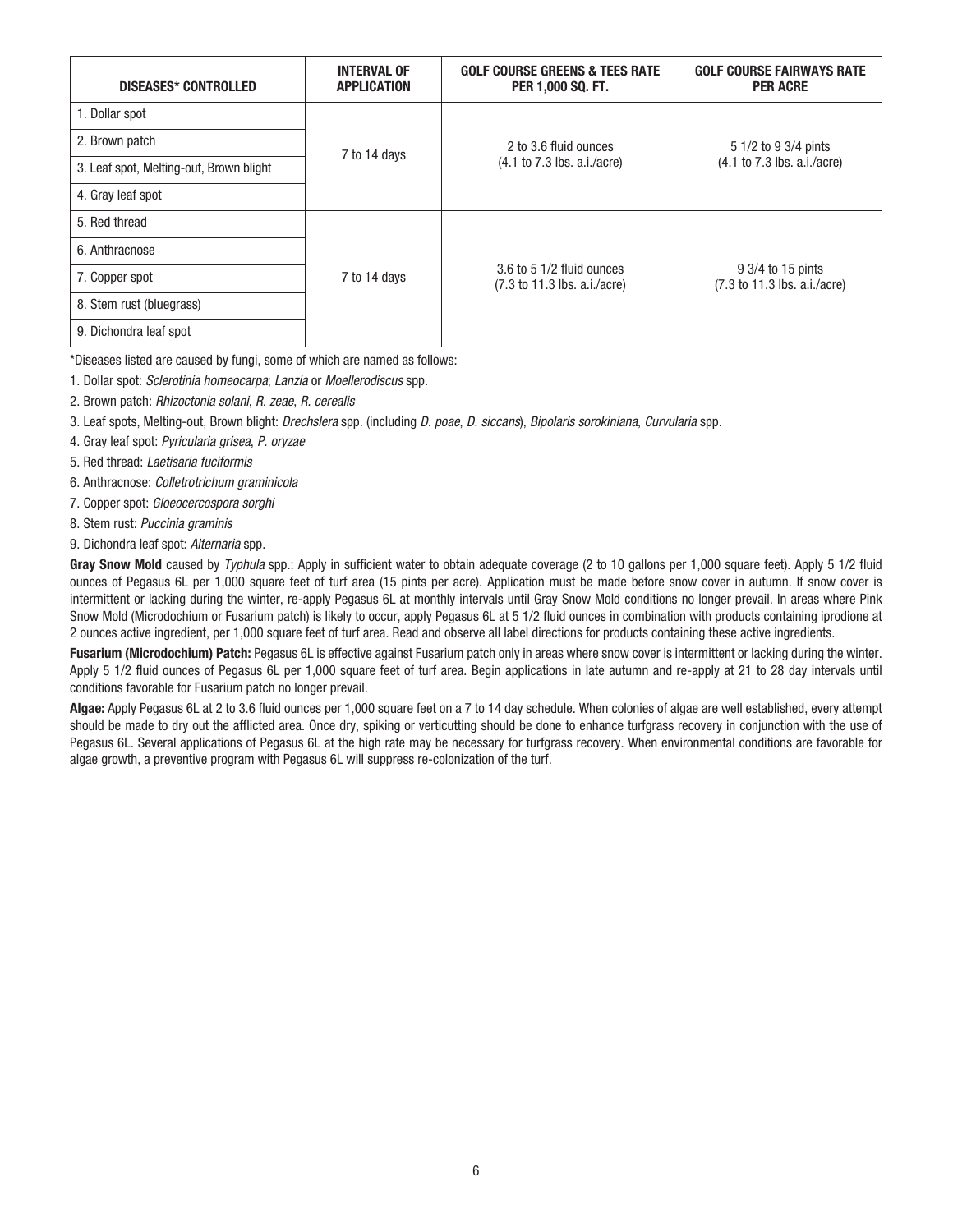| DISEASES* CONTROLLED | INTERVAL OF APPLICATION | GOLF COURSE GREENS & TEES RATE PER 1,000 SQ. FT. | GOLF COURSE FAIRWAYS RATE PER ACRE |
|---|---|---|---|
| 1. Dollar spot | 7 to 14 days | 2 to 3.6 fluid ounces (4.1 to 7.3 lbs. a.i./acre) | 5 1/2 to 9 3/4 pints (4.1 to 7.3 lbs. a.i./acre) |
| 2. Brown patch | | | |
| 3. Leaf spot, Melting-out, Brown blight | | | |
| 4. Gray leaf spot | | | |
| 5. Red thread | 7 to 14 days | 3.6 to 5 1/2 fluid ounces (7.3 to 11.3 lbs. a.i./acre) | 9 3/4 to 15 pints (7.3 to 11.3 lbs. a.i./acre) |
| 6. Anthracnose | | | |
| 7. Copper spot | | | |
| 8. Stem rust (bluegrass) | | | |
| 9. Dichondra leaf spot | | | |

*Diseases listed are caused by fungi, some of which are named as follows:

1. Dollar spot: *Sclerotinia homeocarpa*; *Lanzia* or *Moellerodiscus* spp.
2. Brown patch: *Rhizoctonia solani*, *R. zeae*, *R. cerealis*
3. Leaf spots, Melting-out, Brown blight: *Drechslera* spp. (including *D. poae*, *D. siccans*), *Bipolaris sorokiniana*, *Curvularia* spp.
4. Gray leaf spot: *Pyricularia grisea*, *P. oryzae*
5. Red thread: *Laetisaria fuciformis*
6. Anthracnose: *Colletrotrichum graminicola*
7. Copper spot: *Gloeocercospora sorghi*
8. Stem rust: *Puccinia graminis*
9. Dichondra leaf spot: *Alternaria* spp.

**Gray Snow Mold** caused by *Typhula* spp.: Apply in sufficient water to obtain adequate coverage (2 to 10 gallons per 1,000 square feet). Apply 5 1/2 fluid ounces of Pegasus 6L per 1,000 square feet of turf area (15 pints per acre). Application must be made before snow cover in autumn. If snow cover is intermittent or lacking during the winter, re-apply Pegasus 6L at monthly intervals until Gray Snow Mold conditions no longer prevail. In areas where Pink Snow Mold (Microdochium or Fusarium patch) is likely to occur, apply Pegasus 6L at 5 1/2 fluid ounces in combination with products containing iprodione at 2 ounces active ingredient, per 1,000 square feet of turf area. Read and observe all label directions for products containing these active ingredients.

**Fusarium (Microdochium) Patch:** Pegasus 6L is effective against Fusarium patch only in areas where snow cover is intermittent or lacking during the winter. Apply 5 1/2 fluid ounces of Pegasus 6L per 1,000 square feet of turf area. Begin applications in late autumn and re-apply at 21 to 28 day intervals until conditions favorable for Fusarium patch no longer prevail.

**Algae:** Apply Pegasus 6L at 2 to 3.6 fluid ounces per 1,000 square feet on a 7 to 14 day schedule. When colonies of algae are well established, every attempt should be made to dry out the afflicted area. Once dry, spiking or verticutting should be done to enhance turfgrass recovery in conjunction with the use of Pegasus 6L. Several applications of Pegasus 6L at the high rate may be necessary for turfgrass recovery. When environmental conditions are favorable for algae growth, a preventive program with Pegasus 6L will suppress re-colonization of the turf.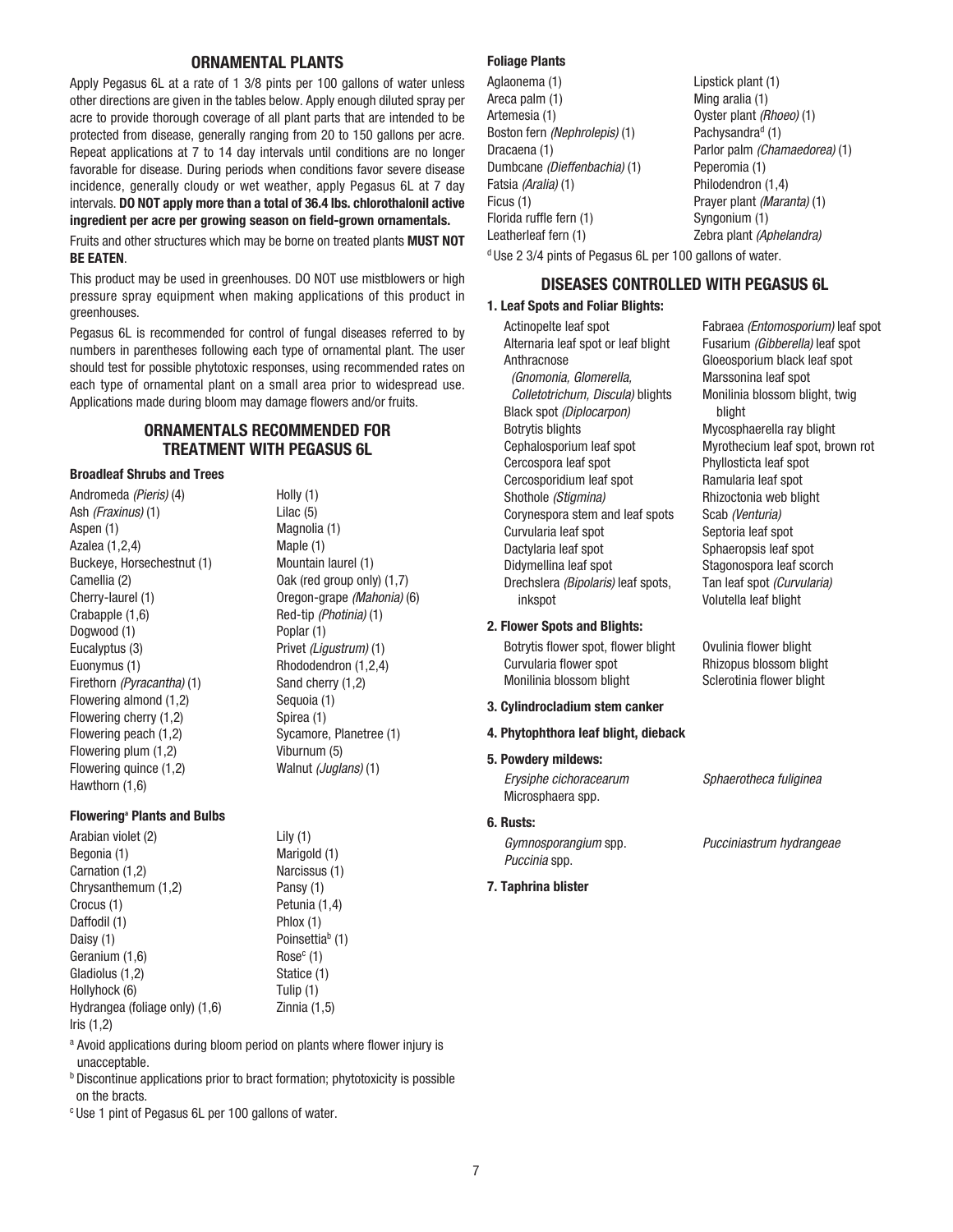## ORNAMENTAL PLANTS

Apply Pegasus 6L at a rate of 1 3/8 pints per 100 gallons of water unless other directions are given in the tables below. Apply enough diluted spray per acre to provide thorough coverage of all plant parts that are intended to be protected from disease, generally ranging from 20 to 150 gallons per acre. Repeat applications at 7 to 14 day intervals until conditions are no longer favorable for disease. During periods when conditions favor severe disease incidence, generally cloudy or wet weather, apply Pegasus 6L at 7 day intervals. **DO NOT apply more than a total of 36.4 lbs. chlorothalonil active ingredient per acre per growing season on field-grown ornamentals.**

Fruits and other structures which may be borne on treated plants **MUST NOT BE EATEN**.

This product may be used in greenhouses. DO NOT use mistblowers or high pressure spray equipment when making applications of this product in greenhouses.

Pegasus 6L is recommended for control of fungal diseases referred to by numbers in parentheses following each type of ornamental plant. The user should test for possible phytotoxic responses, using recommended rates on each type of ornamental plant on a small area prior to widespread use. Applications made during bloom may damage flowers and/or fruits.

## ORNAMENTALS RECOMMENDED FOR TREATMENT WITH PEGASUS 6L

### Broadleaf Shrubs and Trees

| | |
|---|---|
| Andromeda *(Pieris)* (4) | Holly (1) |
| Ash *(Fraxinus)* (1) | Lilac (5) |
| Aspen (1) | Magnolia (1) |
| Azalea (1,2,4) | Maple (1) |
| Buckeye, Horsechestnut (1) | Mountain laurel (1) |
| Camellia (2) | Oak (red group only) (1,7) |
| Cherry-laurel (1) | Oregon-grape *(Mahonia)* (6) |
| Crabapple (1,6) | Red-tip *(Photinia)* (1) |
| Dogwood (1) | Poplar (1) |
| Eucalyptus (3) | Privet *(Ligustrum)* (1) |
| Euonymus (1) | Rhododendron (1,2,4) |
| Firethorn *(Pyracantha)* (1) | Sand cherry (1,2) |
| Flowering almond (1,2) | Sequoia (1) |
| Flowering cherry (1,2) | Spirea (1) |
| Flowering peach (1,2) | Sycamore, Planetree (1) |
| Flowering plum (1,2) | Viburnum (5) |
| Flowering quince (1,2) | Walnut *(Juglans)* (1) |
| Hawthorn (1,6) | |

### Flowering[a] Plants and Bulbs

| | |
|---|---|
| Arabian violet (2) | Lily (1) |
| Begonia (1) | Marigold (1) |
| Carnation (1,2) | Narcissus (1) |
| Chrysanthemum (1,2) | Pansy (1) |
| Crocus (1) | Petunia (1,4) |
| Daffodil (1) | Phlox (1) |
| Daisy (1) | Poinsettia[b] (1) |
| Geranium (1,6) | Rose[c] (1) |
| Gladiolus (1,2) | Statice (1) |
| Hollyhock (6) | Tulip (1) |
| Hydrangea (foliage only) (1,6) | Zinnia (1,5) |
| Iris (1,2) | |

[a] Avoid applications during bloom period on plants where flower injury is unacceptable.

[b] Discontinue applications prior to bract formation; phytotoxicity is possible on the bracts.

[c] Use 1 pint of Pegasus 6L per 100 gallons of water.

### Foliage Plants

| | |
|---|---|
| Aglaonema (1) | Lipstick plant (1) |
| Areca palm (1) | Ming aralia (1) |
| Artemesia (1) | Oyster plant *(Rhoeo)* (1) |
| Boston fern *(Nephrolepis)* (1) | Pachysandra[d] (1) |
| Dracaena (1) | Parlor palm *(Chamaedorea)* (1) |
| Dumbcane *(Dieffenbachia)* (1) | Peperomia (1) |
| Fatsia *(Aralia)* (1) | Philodendron (1,4) |
| Ficus (1) | Prayer plant *(Maranta)* (1) |
| Florida ruffle fern (1) | Syngonium (1) |
| Leatherleaf fern (1) | Zebra plant *(Aphelandra)* |

[d] Use 2 3/4 pints of Pegasus 6L per 100 gallons of water.

## DISEASES CONTROLLED WITH PEGASUS 6L

### 1. Leaf Spots and Foliar Blights:

| | |
|---|---|
| Actinopelte leaf spot | Fabraea *(Entomosporium)* leaf spot |
| Alternaria leaf spot or leaf blight | Fusarium *(Gibberella)* leaf spot |
| Anthracnose *(Gnomonia, Glomerella, Colletotrichum, Discula)* blights | Gloeosporium black leaf spot |
| Black spot *(Diplocarpon)* | Marssonina leaf spot |
| Botrytis blights | Monilinia blossom blight, twig blight |
| Cephalosporium leaf spot | Mycosphaerella ray blight |
| Cercospora leaf spot | Myrothecium leaf spot, brown rot |
| Cercosporidium leaf spot | Phyllosticta leaf spot |
| Shothole *(Stigmina)* | Ramularia leaf spot |
| Corynespora stem and leaf spots | Rhizoctonia web blight |
| Curvularia leaf spot | Scab *(Venturia)* |
| Dactylaria leaf spot | Septoria leaf spot |
| Didymellina leaf spot | Sphaeropsis leaf spot |
| Drechslera *(Bipolaris)* leaf spots, inkspot | Stagonospora leaf scorch |
| | Tan leaf spot *(Curvularia)* |
| | Volutella leaf blight |

### 2. Flower Spots and Blights:

| | |
|---|---|
| Botrytis flower spot, flower blight | Ovulinia flower blight |
| Curvularia flower spot | Rhizopus blossom blight |
| Monilinia blossom blight | Sclerotinia flower blight |

### 3. Cylindrocladium stem canker

### 4. Phytophthora leaf blight, dieback

### 5. Powdery mildews:

| | |
|---|---|
| *Erysiphe cichoracearum* | *Sphaerotheca fuliginea* |
| Microsphaera spp. | |

### 6. Rusts:

| | |
|---|---|
| *Gymnosporangium* spp. | *Pucciniastrum hydrangeae* |
| *Puccinia* spp. | |

### 7. Taphrina blister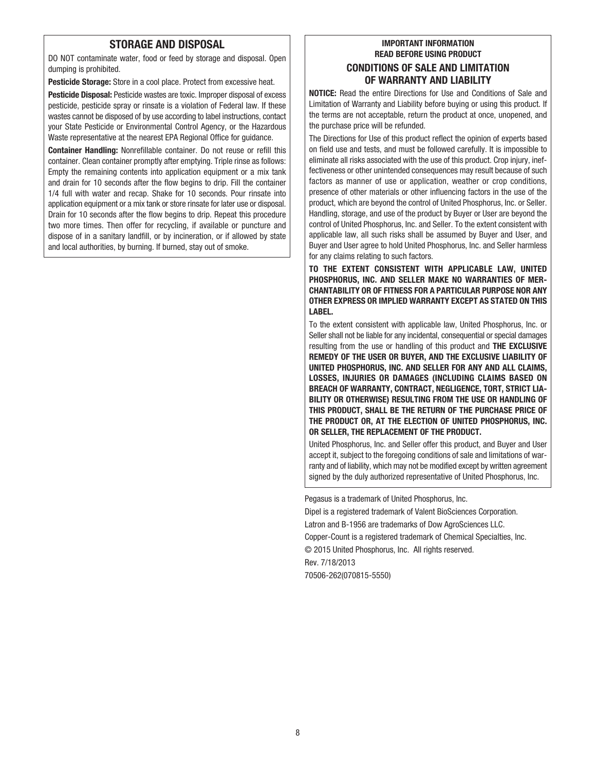## STORAGE AND DISPOSAL

DO NOT contaminate water, food or feed by storage and disposal. Open dumping is prohibited.

**Pesticide Storage:** Store in a cool place. Protect from excessive heat.

**Pesticide Disposal:** Pesticide wastes are toxic. Improper disposal of excess pesticide, pesticide spray or rinsate is a violation of Federal law. If these wastes cannot be disposed of by use according to label instructions, contact your State Pesticide or Environmental Control Agency, or the Hazardous Waste representative at the nearest EPA Regional Office for guidance.

**Container Handling:** Nonrefillable container. Do not reuse or refill this container. Clean container promptly after emptying. Triple rinse as follows: Empty the remaining contents into application equipment or a mix tank and drain for 10 seconds after the flow begins to drip. Fill the container 1/4 full with water and recap. Shake for 10 seconds. Pour rinsate into application equipment or a mix tank or store rinsate for later use or disposal. Drain for 10 seconds after the flow begins to drip. Repeat this procedure two more times. Then offer for recycling, if available or puncture and dispose of in a sanitary landfill, or by incineration, or if allowed by state and local authorities, by burning. If burned, stay out of smoke.

**IMPORTANT INFORMATION**
**READ BEFORE USING PRODUCT**

## CONDITIONS OF SALE AND LIMITATION OF WARRANTY AND LIABILITY

**NOTICE:** Read the entire Directions for Use and Conditions of Sale and Limitation of Warranty and Liability before buying or using this product. If the terms are not acceptable, return the product at once, unopened, and the purchase price will be refunded.

The Directions for Use of this product reflect the opinion of experts based on field use and tests, and must be followed carefully. It is impossible to eliminate all risks associated with the use of this product. Crop injury, ineffectiveness or other unintended consequences may result because of such factors as manner of use or application, weather or crop conditions, presence of other materials or other influencing factors in the use of the product, which are beyond the control of United Phosphorus, Inc. or Seller. Handling, storage, and use of the product by Buyer or User are beyond the control of United Phosphorus, Inc. and Seller. To the extent consistent with applicable law, all such risks shall be assumed by Buyer and User, and Buyer and User agree to hold United Phosphorus, Inc. and Seller harmless for any claims relating to such factors.

**TO THE EXTENT CONSISTENT WITH APPLICABLE LAW, UNITED PHOSPHORUS, INC. AND SELLER MAKE NO WARRANTIES OF MERCHANTABILITY OR OF FITNESS FOR A PARTICULAR PURPOSE NOR ANY OTHER EXPRESS OR IMPLIED WARRANTY EXCEPT AS STATED ON THIS LABEL.**

To the extent consistent with applicable law, United Phosphorus, Inc. or Seller shall not be liable for any incidental, consequential or special damages resulting from the use or handling of this product and **THE EXCLUSIVE REMEDY OF THE USER OR BUYER, AND THE EXCLUSIVE LIABILITY OF UNITED PHOSPHORUS, INC. AND SELLER FOR ANY AND ALL CLAIMS, LOSSES, INJURIES OR DAMAGES (INCLUDING CLAIMS BASED ON BREACH OF WARRANTY, CONTRACT, NEGLIGENCE, TORT, STRICT LIABILITY OR OTHERWISE) RESULTING FROM THE USE OR HANDLING OF THIS PRODUCT, SHALL BE THE RETURN OF THE PURCHASE PRICE OF THE PRODUCT OR, AT THE ELECTION OF UNITED PHOSPHORUS, INC. OR SELLER, THE REPLACEMENT OF THE PRODUCT.**

United Phosphorus, Inc. and Seller offer this product, and Buyer and User accept it, subject to the foregoing conditions of sale and limitations of warranty and of liability, which may not be modified except by written agreement signed by the duly authorized representative of United Phosphorus, Inc.

Pegasus is a trademark of United Phosphorus, Inc.

Dipel is a registered trademark of Valent BioSciences Corporation.

Latron and B-1956 are trademarks of Dow AgroSciences LLC.

Copper-Count is a registered trademark of Chemical Specialties, Inc.

© 2015 United Phosphorus, Inc. All rights reserved.

Rev. 7/18/2013

70506-262(070815-5550)